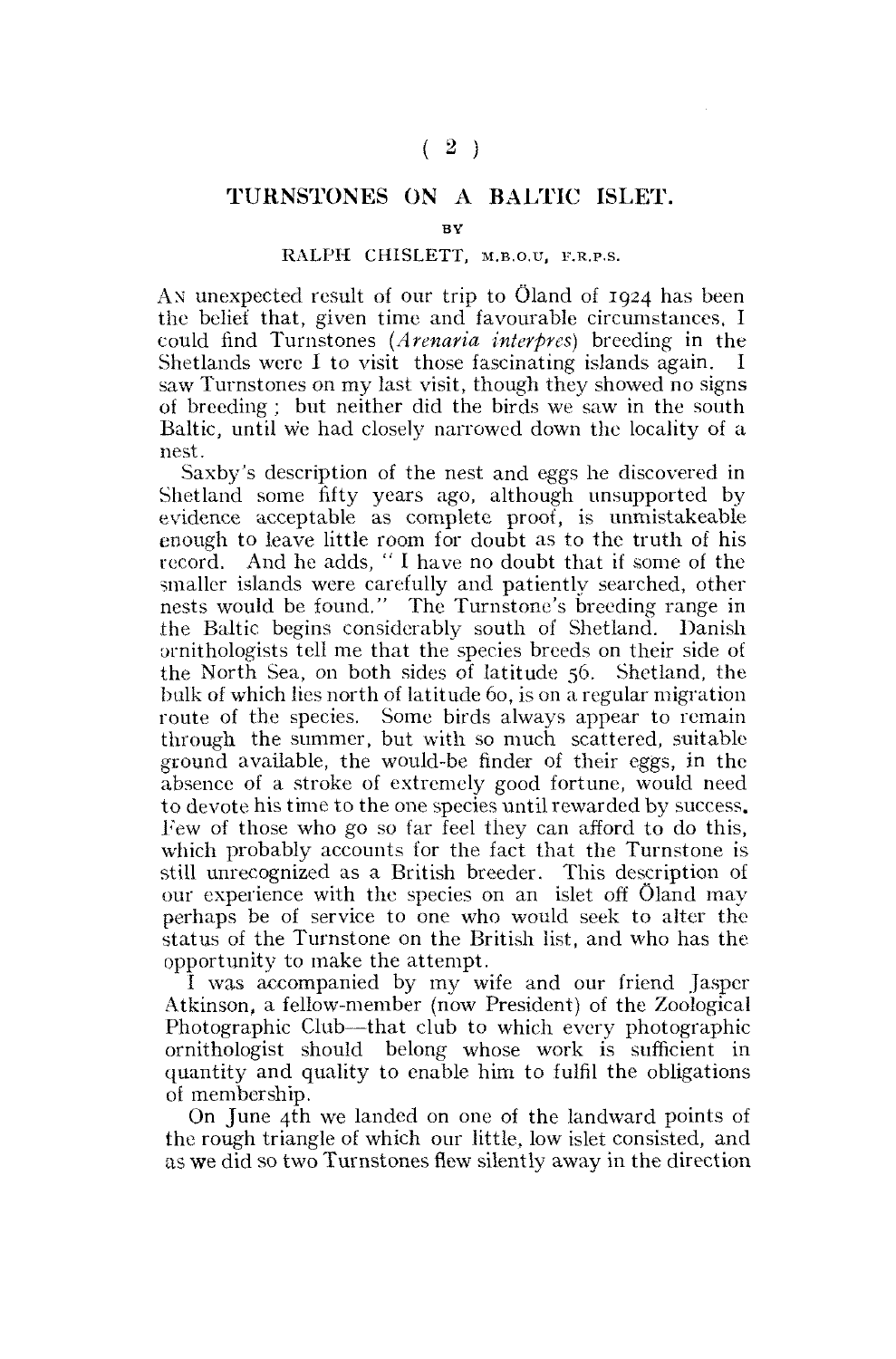# TURNSTONES ON A BALTIC ISLET.

BY

RALPH CHISLETT, M.B.O.U, F.R.P.S.

An unexpected result of our trip to Öland of 1924 has been the belief that, given time and favourable circumstances, I could find Turnstones (*Arenaria interpres*) breeding in the Shetlands were I to visit those fascinating islands again. I saw Turnstones on my last visit, though they showed no signs of breeding; but neither did the birds we saw in the south Baltic, until we had closely narrowed down the locality of a nest.

Saxby's description of the nest and eggs he discovered in Shetland some fifty years ago, although unsupported by evidence acceptable as complete proof, is unmistakeable enough to leave little room for doubt as to the truth of his record. And he adds, "I have no doubt that if some of the smaller islands were carefully and patiently searched, other nests would be found." The Turnstone's breeding range in the Baltic begins considerably south of Shetland. Danish ornithologists tell me that the species breeds on their side of the North Sea, on both sides of latitude 56. Shetland, the bulk of which lies north of latitude 60, is on a regular migration route of the species. Some birds always appear to remain through the summer, but with so much scattered, suitable ground available, the would-be finder of their eggs, in the absence of a stroke of extremely good fortune, would need to devote his time to the one species until rewarded by success. Few of those who go so far feel they can afford to do this, which probably accounts for the fact that the Turnstone is still unrecognized as a British breeder. This description of our experience with the species on an islet off Öland may perhaps be of service to one who would seek to alter the status of the Turnstone on the British list, and who has the opportunity to make the attempt.

I was accompanied by my wife and our friend Jasper Atkinson, a fellow-member (now President) of the Zoological Photographic Club—that club to which every photographic ornithologist should belong whose work is sufficient in quantity and quality to enable him to fulfil the obligations of membership.

On June 4th we landed on one of the landward points of the rough triangle of which our little, low islet consisted, and as we did so two Turnstones flew silently away in the direction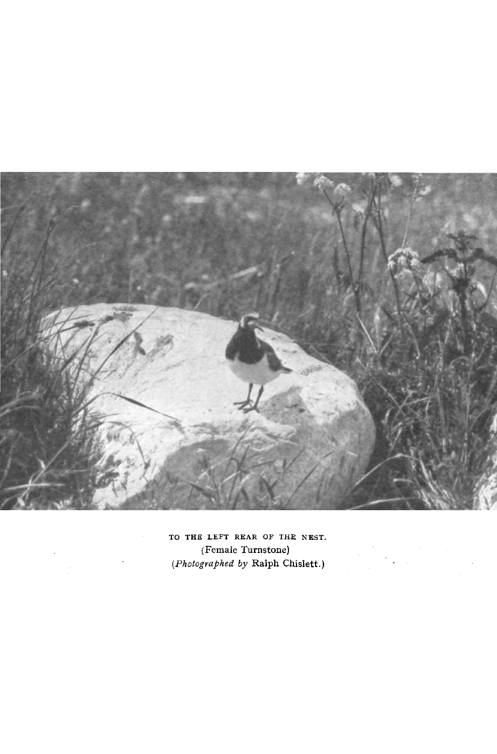TO THE LEFT REAR OF THE NEST.
(Female Turnstone)
(*Photographed by* Ralph Chislett.)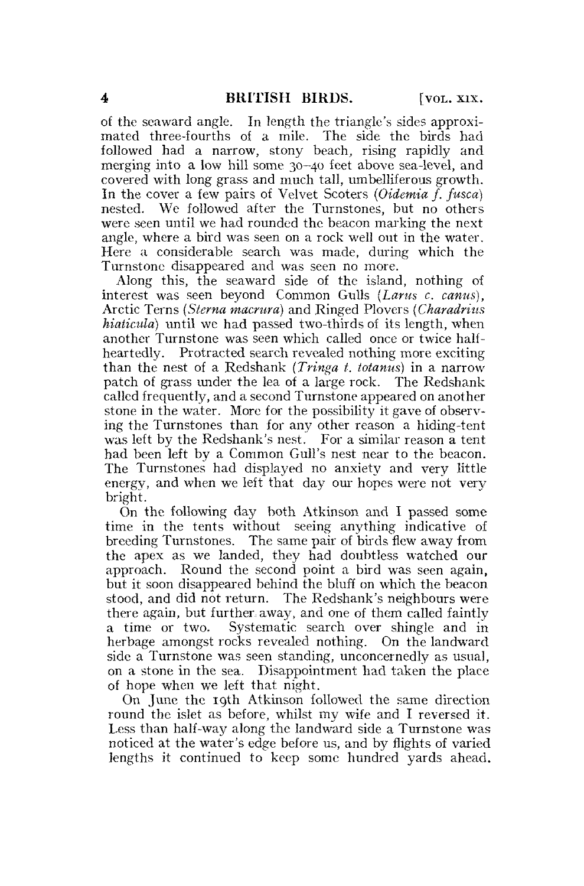of the seaward angle. In length the triangle's sides approximated three-fourths of a mile. The side the birds had followed had a narrow, stony beach, rising rapidly and merging into a low hill some 30–40 feet above sea-level, and covered with long grass and much tall, umbelliferous growth. In the cover a few pairs of Velvet Scoters (*Oidemia f. fusca*) nested. We followed after the Turnstones, but no others were seen until we had rounded the beacon marking the next angle, where a bird was seen on a rock well out in the water. Here a considerable search was made, during which the Turnstone disappeared and was seen no more.

Along this, the seaward side of the island, nothing of interest was seen beyond Common Gulls (*Larus c. canus*), Arctic Terns (*Sterna macrura*) and Ringed Plovers (*Charadrius hiaticula*) until we had passed two-thirds of its length, when another Turnstone was seen which called once or twice half-heartedly. Protracted search revealed nothing more exciting than the nest of a Redshank (*Tringa t. totanus*) in a narrow patch of grass under the lea of a large rock. The Redshank called frequently, and a second Turnstone appeared on another stone in the water. More for the possibility it gave of observing the Turnstones than for any other reason a hiding-tent was left by the Redshank's nest. For a similar reason a tent had been left by a Common Gull's nest near to the beacon. The Turnstones had displayed no anxiety and very little energy, and when we left that day our hopes were not very bright.

On the following day both Atkinson and I passed some time in the tents without seeing anything indicative of breeding Turnstones. The same pair of birds flew away from the apex as we landed, they had doubtless watched our approach. Round the second point a bird was seen again, but it soon disappeared behind the bluff on which the beacon stood, and did not return. The Redshank's neighbours were there again, but further away, and one of them called faintly a time or two. Systematic search over shingle and in herbage amongst rocks revealed nothing. On the landward side a Turnstone was seen standing, unconcernedly as usual, on a stone in the sea. Disappointment had taken the place of hope when we left that night.

On June the 19th Atkinson followed the same direction round the islet as before, whilst my wife and I reversed it. Less than half-way along the landward side a Turnstone was noticed at the water's edge before us, and by flights of varied lengths it continued to keep some hundred yards ahead.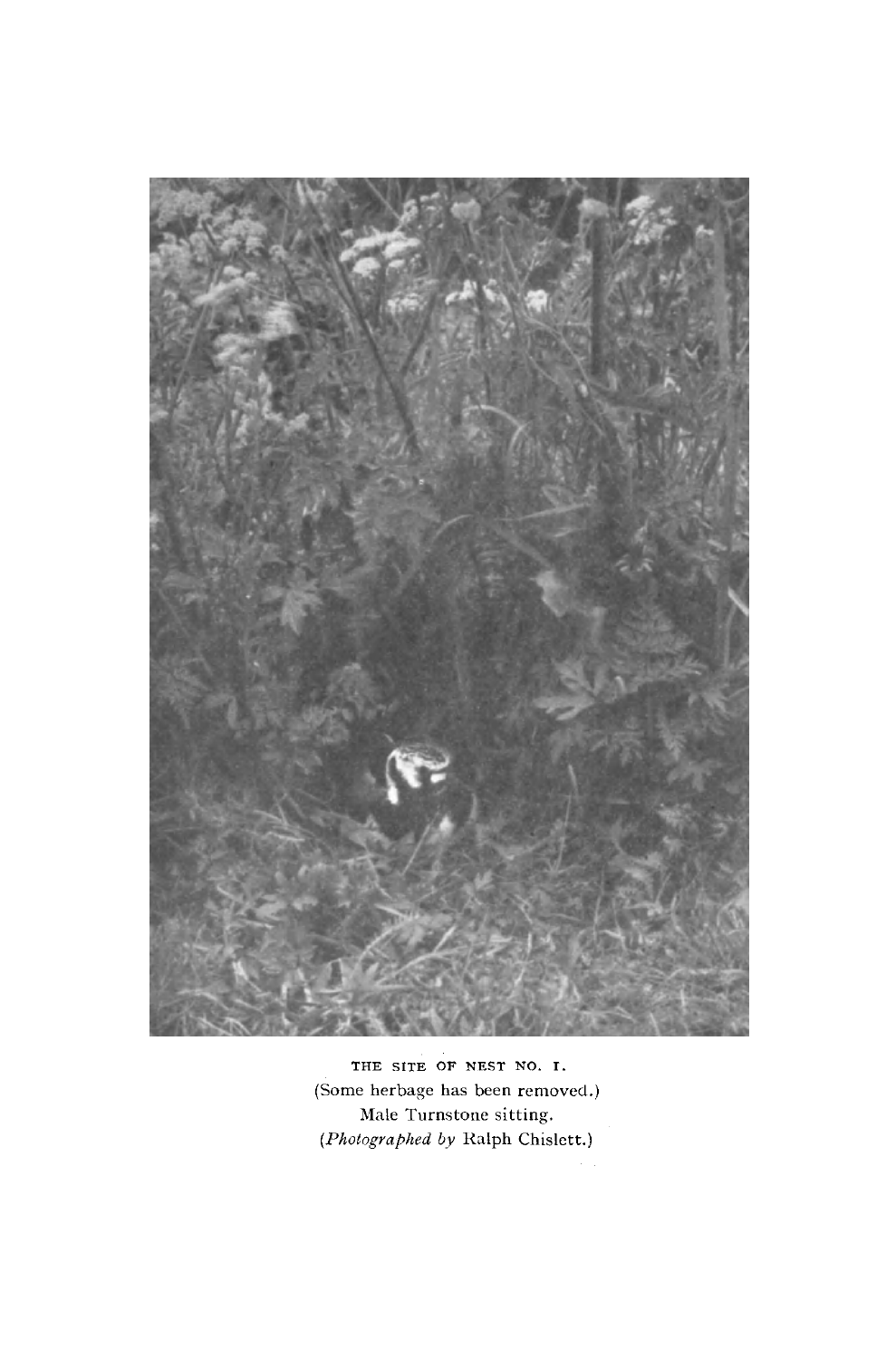THE SITE OF NEST NO. I.
(Some herbage has been removed.)
Male Turnstone sitting.
(*Photographed by* Ralph Chislett.)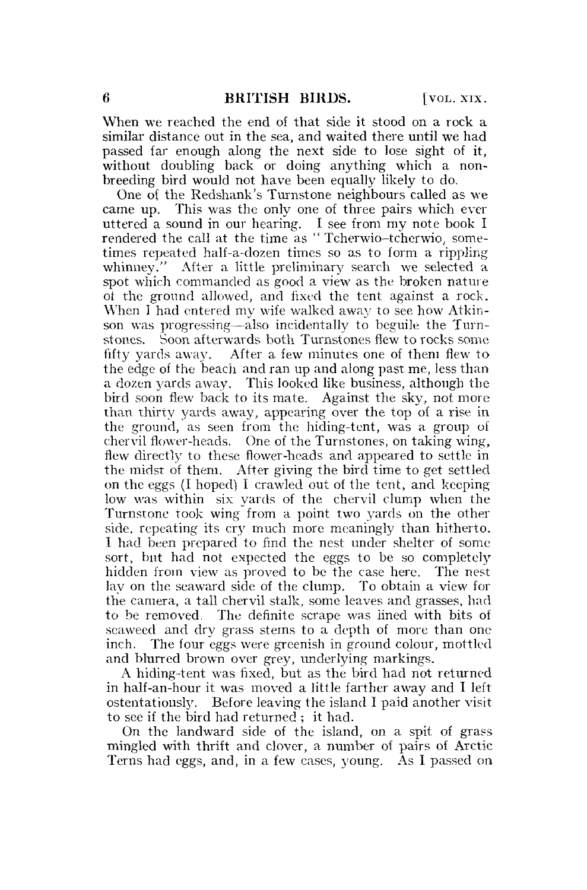When we reached the end of that side it stood on a rock a similar distance out in the sea, and waited there until we had passed far enough along the next side to lose sight of it, without doubling back or doing anything which a non-breeding bird would not have been equally likely to do.

One of the Redshank's Turnstone neighbours called as we came up. This was the only one of three pairs which ever uttered a sound in our hearing. I see from my note book I rendered the call at the time as "Tcherwio–tcherwio, sometimes repeated half-a-dozen times so as to form a rippling whinney." After a little preliminary search we selected a spot which commanded as good a view as the broken nature of the ground allowed, and fixed the tent against a rock. When I had entered my wife walked away to see how Atkinson was progressing—also incidentally to beguile the Turnstones. Soon afterwards both Turnstones flew to rocks some fifty yards away. After a few minutes one of them flew to the edge of the beach and ran up and along past me, less than a dozen yards away. This looked like business, although the bird soon flew back to its mate. Against the sky, not more than thirty yards away, appearing over the top of a rise in the ground, as seen from the hiding-tent, was a group of chervil flower-heads. One of the Turnstones, on taking wing, flew directly to these flower-heads and appeared to settle in the midst of them. After giving the bird time to get settled on the eggs (I hoped) I crawled out of the tent, and keeping low was within six yards of the chervil clump when the Turnstone took wing from a point two yards on the other side, repeating its cry much more meaningly than hitherto. I had been prepared to find the nest under shelter of some sort, but had not expected the eggs to be so completely hidden from view as proved to be the case here. The nest lay on the seaward side of the clump. To obtain a view for the camera, a tall chervil stalk, some leaves and grasses, had to be removed. The definite scrape was lined with bits of seaweed and dry grass stems to a depth of more than one inch. The four eggs were greenish in ground colour, mottled and blurred brown over grey, underlying markings.

A hiding-tent was fixed, but as the bird had not returned in half-an-hour it was moved a little farther away and I left ostentatiously. Before leaving the island I paid another visit to see if the bird had returned; it had.

On the landward side of the island, on a spit of grass mingled with thrift and clover, a number of pairs of Arctic Terns had eggs, and, in a few cases, young. As I passed on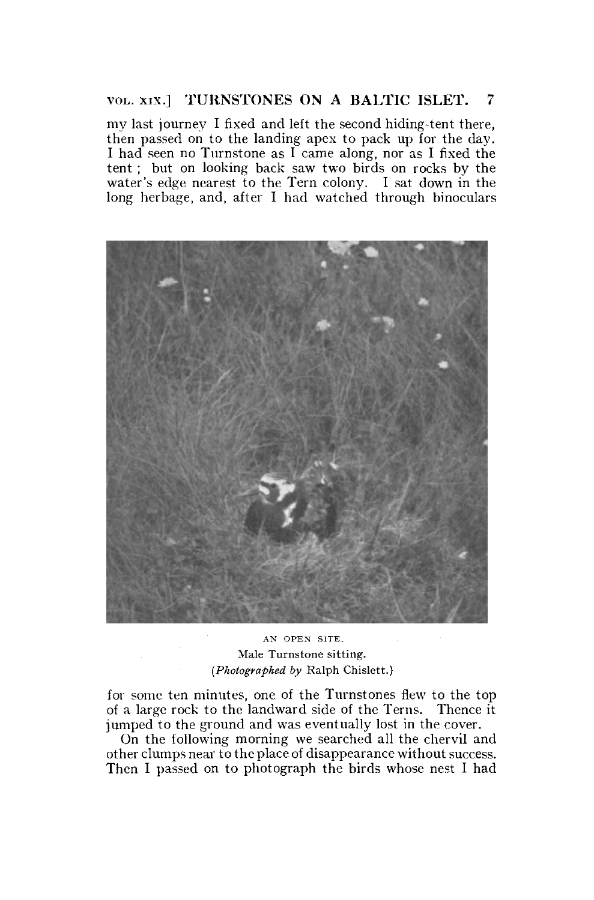my last journey I fixed and left the second hiding-tent there, then passed on to the landing apex to pack up for the day. I had seen no Turnstone as I came along, nor as I fixed the tent ; but on looking back saw two birds on rocks by the water's edge nearest to the Tern colony. I sat down in the long herbage, and, after I had watched through binoculars

AN OPEN SITE.
Male Turnstone sitting.
(*Photographed by* Ralph Chislett.)

for some ten minutes, one of the Turnstones flew to the top of a large rock to the landward side of the Terns. Thence it jumped to the ground and was eventually lost in the cover.

On the following morning we searched all the chervil and other clumps near to the place of disappearance without success. Then I passed on to photograph the birds whose nest I had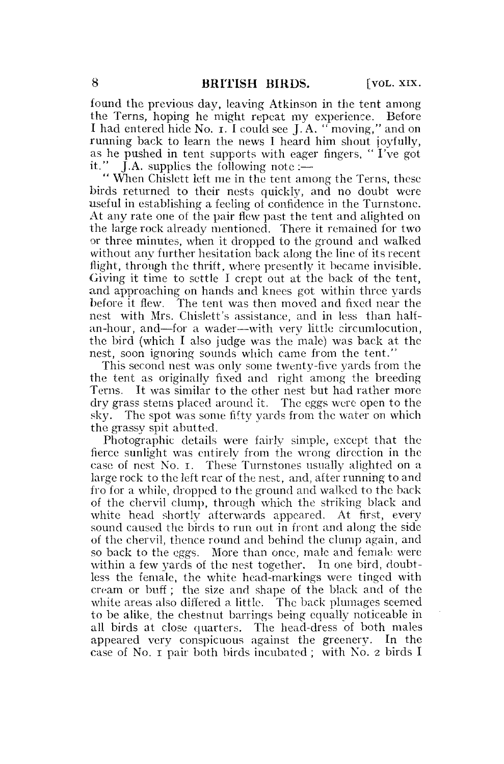found the previous day, leaving Atkinson in the tent among the Terns, hoping he might repeat my experience. Before I had entered hide No. 1. I could see J. A. "moving," and on running back to learn the news I heard him shout joyfully, as he pushed in tent supports with eager fingers, "I've got it." J.A. supplies the following note :—

"When Chislett left me in the tent among the Terns, these birds returned to their nests quickly, and no doubt were useful in establishing a feeling of confidence in the Turnstone. At any rate one of the pair flew past the tent and alighted on the large rock already mentioned. There it remained for two or three minutes, when it dropped to the ground and walked without any further hesitation back along the line of its recent flight, through the thrift, where presently it became invisible. Giving it time to settle I crept out at the back of the tent, and approaching on hands and knees got within three yards before it flew. The tent was then moved and fixed near the nest with Mrs. Chislett's assistance, and in less than half-an-hour, and—for a wader—with very little circumlocution, the bird (which I also judge was the male) was back at the nest, soon ignoring sounds which came from the tent."

This second nest was only some twenty-five yards from the the tent as originally fixed and right among the breeding Terns. It was similar to the other nest but had rather more dry grass stems placed around it. The eggs were open to the sky. The spot was some fifty yards from the water on which the grassy spit abutted.

Photographic details were fairly simple, except that the fierce sunlight was entirely from the wrong direction in the case of nest No. 1. These Turnstones usually alighted on a large rock to the left rear of the nest, and, after running to and fro for a while, dropped to the ground and walked to the back of the chervil clump, through which the striking black and white head shortly afterwards appeared. At first, every sound caused the birds to run out in front and along the side of the chervil, thence round and behind the clump again, and so back to the eggs. More than once, male and female were within a few yards of the nest together. In one bird, doubtless the female, the white head-markings were tinged with cream or buff; the size and shape of the black and of the white areas also differed a little. The back plumages seemed to be alike, the chestnut barrings being equally noticeable in all birds at close quarters. The head-dress of both males appeared very conspicuous against the greenery. In the case of No. 1 pair both birds incubated; with No. 2 birds I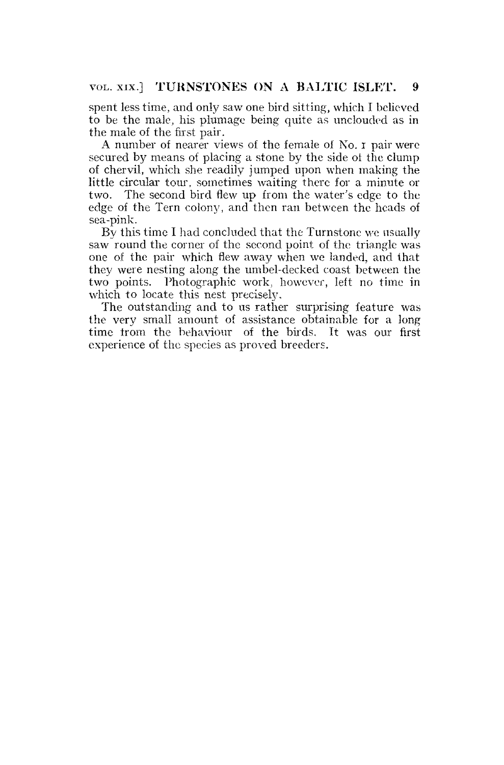spent less time, and only saw one bird sitting, which I believed to be the male, his plumage being quite as unclouded as in the male of the first pair.

A number of nearer views of the female of No. 1 pair were secured by means of placing a stone by the side of the clump of chervil, which she readily jumped upon when making the little circular tour, sometimes waiting there for a minute or two. The second bird flew up from the water's edge to the edge of the Tern colony, and then ran between the heads of sea-pink.

By this time I had concluded that the Turnstone we usually saw round the corner of the second point of the triangle was one of the pair which flew away when we landed, and that they were nesting along the umbel-decked coast between the two points. Photographic work, however, left no time in which to locate this nest precisely.

The outstanding and to us rather surprising feature was the very small amount of assistance obtainable for a long time from the behaviour of the birds. It was our first experience of the species as proved breeders.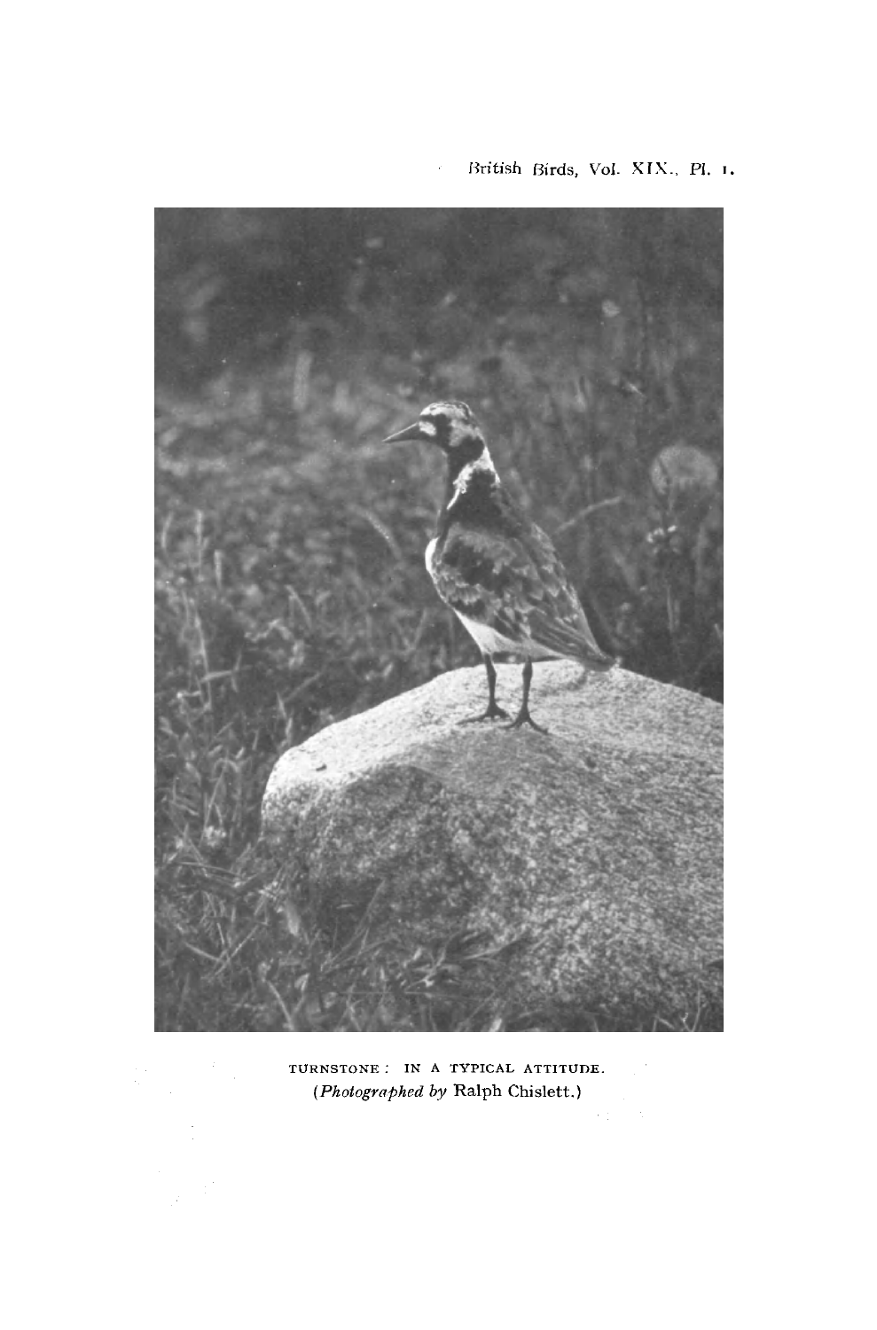TURNSTONE: IN A TYPICAL ATTITUDE.
(*Photographed by* Ralph Chislett.)